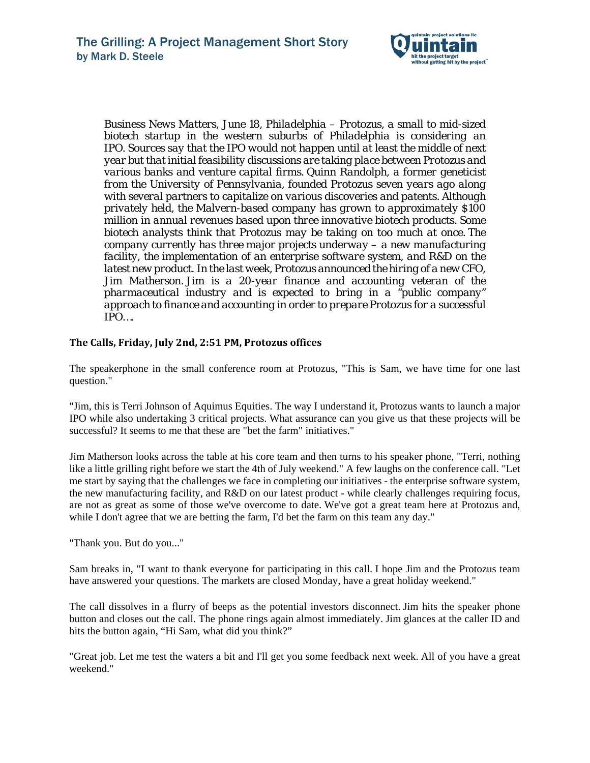# The Grilling: A Project Management Short Story
**by Mark D. Steele**

*Business News Matters, June 18, Philadelphia – Protozus, a small to mid-sized biotech startup in the western suburbs of Philadelphia is considering an IPO. Sources say that the IPO would not happen until at least the middle of next year but that initial feasibility discussions are taking place between Protozus and various banks and venture capital firms. Quinn Randolph, a former geneticist from the University of Pennsylvania, founded Protozus seven years ago along with several partners to capitalize on various discoveries and patents. Although privately held, the Malvern-based company has grown to approximately $100 million in annual revenues based upon three innovative biotech products. Some biotech analysts think that Protozus may be taking on too much at once. The company currently has three major projects underway – a new manufacturing facility, the implementation of an enterprise software system, and R&D on the latest new product. In the last week, Protozus announced the hiring of a new CFO, Jim Matherson. Jim is a 20-year finance and accounting veteran of the pharmaceutical industry and is expected to bring in a "public company" approach to finance and accounting in order to prepare Protozus for a successful IPO….*

**The Calls, Friday, July 2nd, 2:51 PM, Protozus offices**

The speakerphone in the small conference room at Protozus, "This is Sam, we have time for one last question."

"Jim, this is Terri Johnson of Aquimus Equities. The way I understand it, Protozus wants to launch a major IPO while also undertaking 3 critical projects. What assurance can you give us that these projects will be successful? It seems to me that these are "bet the farm" initiatives."

Jim Matherson looks across the table at his core team and then turns to his speaker phone, "Terri, nothing like a little grilling right before we start the 4th of July weekend." A few laughs on the conference call. "Let me start by saying that the challenges we face in completing our initiatives - the enterprise software system, the new manufacturing facility, and R&D on our latest product - while clearly challenges requiring focus, are not as great as some of those we've overcome to date. We've got a great team here at Protozus and, while I don't agree that we are betting the farm, I'd bet the farm on this team any day."

"Thank you. But do you..."

Sam breaks in, "I want to thank everyone for participating in this call. I hope Jim and the Protozus team have answered your questions. The markets are closed Monday, have a great holiday weekend."

The call dissolves in a flurry of beeps as the potential investors disconnect. Jim hits the speaker phone button and closes out the call. The phone rings again almost immediately. Jim glances at the caller ID and hits the button again, "Hi Sam, what did you think?"

"Great job. Let me test the waters a bit and I'll get you some feedback next week. All of you have a great weekend."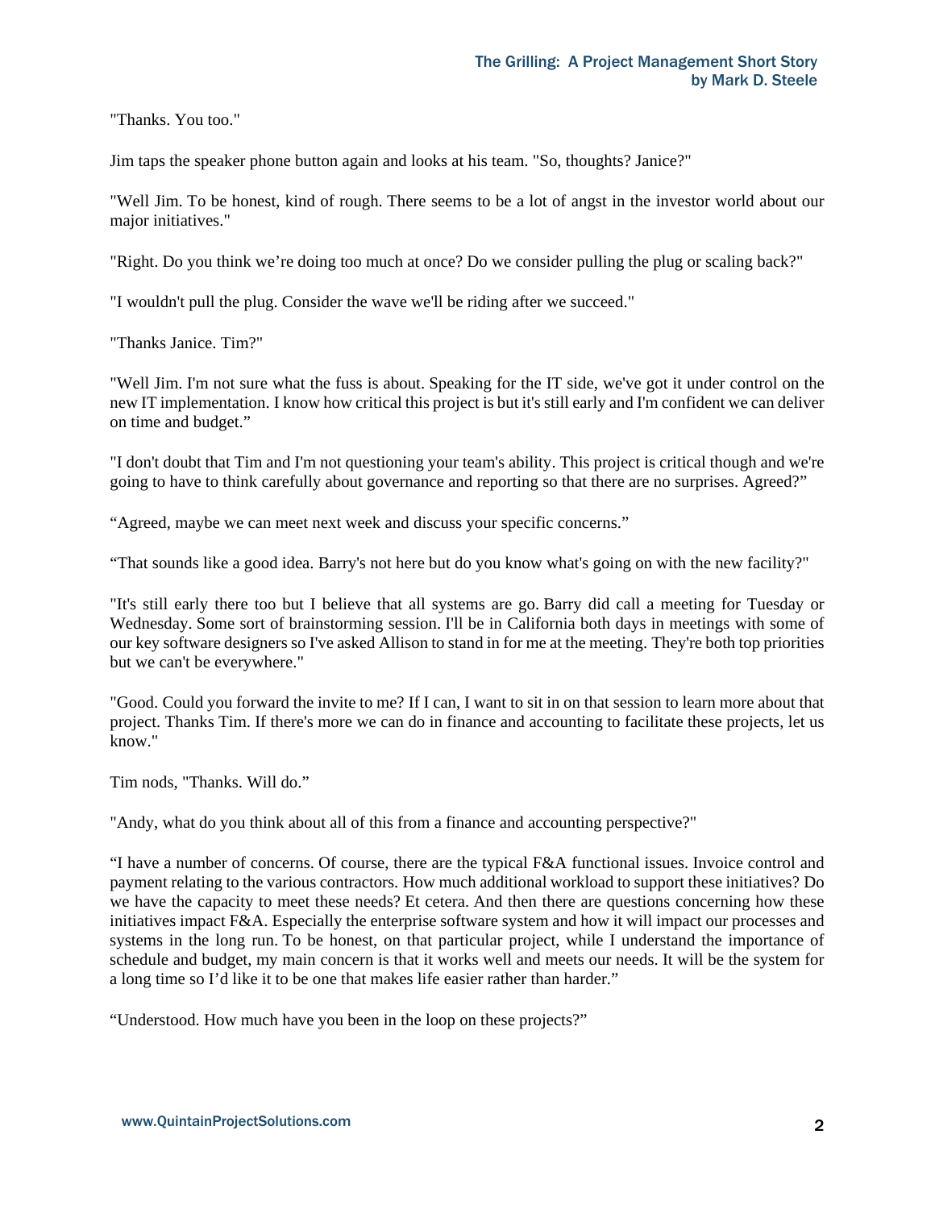"Thanks. You too."

Jim taps the speaker phone button again and looks at his team. "So, thoughts? Janice?"

"Well Jim. To be honest, kind of rough. There seems to be a lot of angst in the investor world about our major initiatives."

"Right. Do you think we're doing too much at once? Do we consider pulling the plug or scaling back?"

"I wouldn't pull the plug. Consider the wave we'll be riding after we succeed."

"Thanks Janice. Tim?"

"Well Jim. I'm not sure what the fuss is about. Speaking for the IT side, we've got it under control on the new IT implementation. I know how critical this project is but it's still early and I'm confident we can deliver on time and budget."

"I don't doubt that Tim and I'm not questioning your team's ability. This project is critical though and we're going to have to think carefully about governance and reporting so that there are no surprises. Agreed?"

"Agreed, maybe we can meet next week and discuss your specific concerns."

"That sounds like a good idea. Barry's not here but do you know what's going on with the new facility?"

"It's still early there too but I believe that all systems are go. Barry did call a meeting for Tuesday or Wednesday. Some sort of brainstorming session. I'll be in California both days in meetings with some of our key software designers so I've asked Allison to stand in for me at the meeting. They're both top priorities but we can't be everywhere."

"Good. Could you forward the invite to me? If I can, I want to sit in on that session to learn more about that project. Thanks Tim. If there's more we can do in finance and accounting to facilitate these projects, let us know."

Tim nods, "Thanks. Will do."

"Andy, what do you think about all of this from a finance and accounting perspective?"

"I have a number of concerns. Of course, there are the typical F&A functional issues. Invoice control and payment relating to the various contractors. How much additional workload to support these initiatives? Do we have the capacity to meet these needs? Et cetera. And then there are questions concerning how these initiatives impact F&A. Especially the enterprise software system and how it will impact our processes and systems in the long run. To be honest, on that particular project, while I understand the importance of schedule and budget, my main concern is that it works well and meets our needs. It will be the system for a long time so I'd like it to be one that makes life easier rather than harder."

"Understood. How much have you been in the loop on these projects?"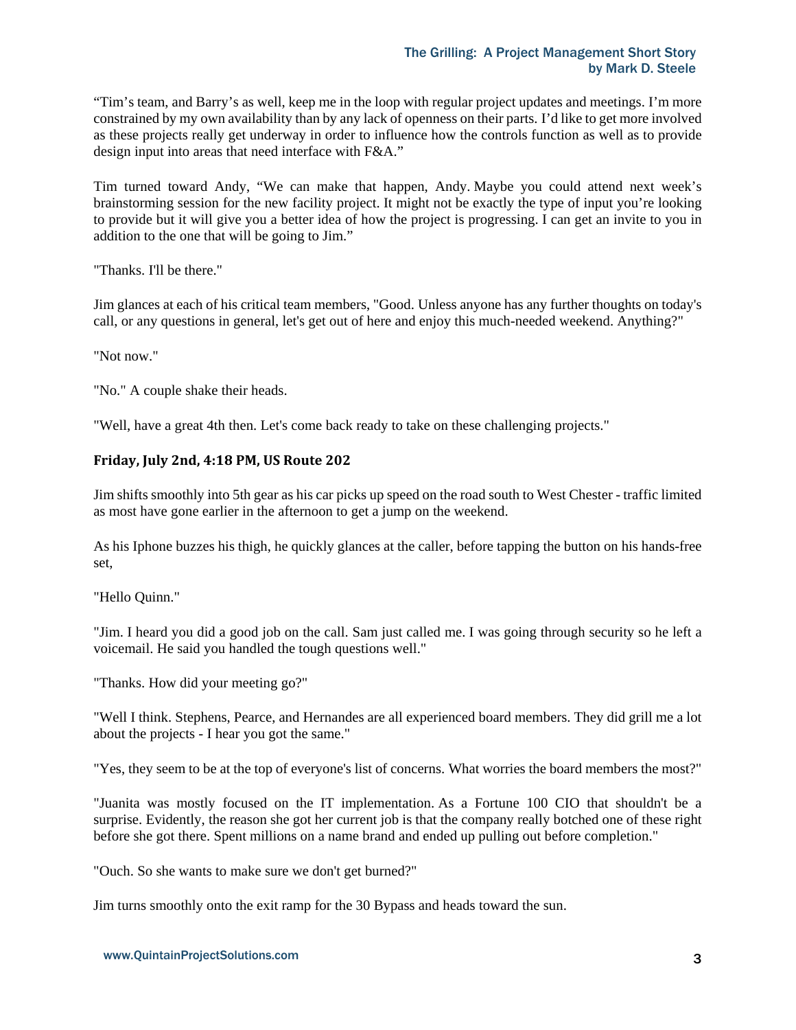“Tim’s team, and Barry’s as well, keep me in the loop with regular project updates and meetings. I’m more constrained by my own availability than by any lack of openness on their parts. I’d like to get more involved as these projects really get underway in order to influence how the controls function as well as to provide design input into areas that need interface with F&A.”

Tim turned toward Andy, “We can make that happen, Andy. Maybe you could attend next week’s brainstorming session for the new facility project. It might not be exactly the type of input you’re looking to provide but it will give you a better idea of how the project is progressing. I can get an invite to you in addition to the one that will be going to Jim.”

"Thanks. I'll be there."

Jim glances at each of his critical team members, "Good. Unless anyone has any further thoughts on today's call, or any questions in general, let's get out of here and enjoy this much-needed weekend. Anything?"

"Not now."

"No." A couple shake their heads.

"Well, have a great 4th then. Let's come back ready to take on these challenging projects."

**Friday, July 2nd, 4:18 PM, US Route 202**

Jim shifts smoothly into 5th gear as his car picks up speed on the road south to West Chester - traffic limited as most have gone earlier in the afternoon to get a jump on the weekend.

As his Iphone buzzes his thigh, he quickly glances at the caller, before tapping the button on his hands-free set,

"Hello Quinn."

"Jim. I heard you did a good job on the call. Sam just called me. I was going through security so he left a voicemail. He said you handled the tough questions well."

"Thanks. How did your meeting go?"

"Well I think. Stephens, Pearce, and Hernandes are all experienced board members. They did grill me a lot about the projects - I hear you got the same."

"Yes, they seem to be at the top of everyone's list of concerns. What worries the board members the most?"

"Juanita was mostly focused on the IT implementation. As a Fortune 100 CIO that shouldn't be a surprise. Evidently, the reason she got her current job is that the company really botched one of these right before she got there. Spent millions on a name brand and ended up pulling out before completion."

"Ouch. So she wants to make sure we don't get burned?"

Jim turns smoothly onto the exit ramp for the 30 Bypass and heads toward the sun.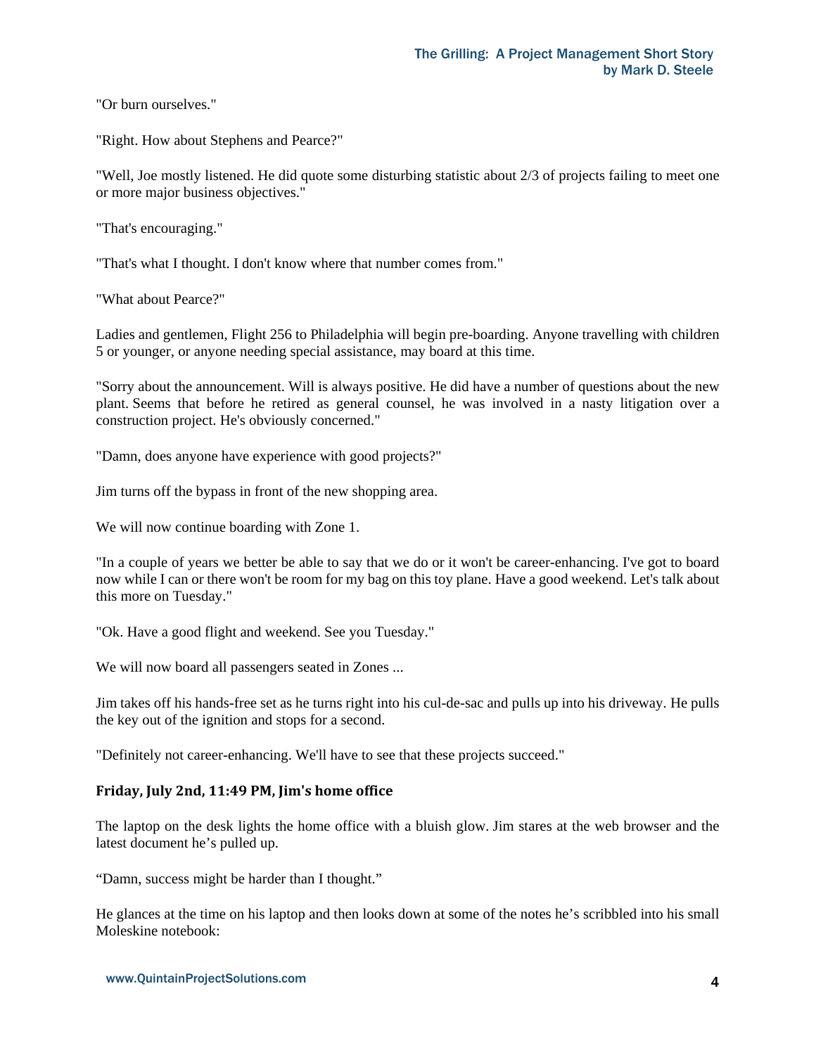"Or burn ourselves."

"Right. How about Stephens and Pearce?"

"Well, Joe mostly listened. He did quote some disturbing statistic about 2/3 of projects failing to meet one or more major business objectives."

"That's encouraging."

"That's what I thought. I don't know where that number comes from."

"What about Pearce?"

Ladies and gentlemen, Flight 256 to Philadelphia will begin pre-boarding. Anyone travelling with children 5 or younger, or anyone needing special assistance, may board at this time.

"Sorry about the announcement. Will is always positive. He did have a number of questions about the new plant. Seems that before he retired as general counsel, he was involved in a nasty litigation over a construction project. He's obviously concerned."

"Damn, does anyone have experience with good projects?"

Jim turns off the bypass in front of the new shopping area.

We will now continue boarding with Zone 1.

"In a couple of years we better be able to say that we do or it won't be career-enhancing. I've got to board now while I can or there won't be room for my bag on this toy plane. Have a good weekend. Let's talk about this more on Tuesday."

"Ok. Have a good flight and weekend. See you Tuesday."

We will now board all passengers seated in Zones ...

Jim takes off his hands-free set as he turns right into his cul-de-sac and pulls up into his driveway. He pulls the key out of the ignition and stops for a second.

"Definitely not career-enhancing. We'll have to see that these projects succeed."

**Friday, July 2nd, 11:49 PM, Jim's home office**

The laptop on the desk lights the home office with a bluish glow. Jim stares at the web browser and the latest document he's pulled up.

"Damn, success might be harder than I thought."

He glances at the time on his laptop and then looks down at some of the notes he's scribbled into his small Moleskine notebook: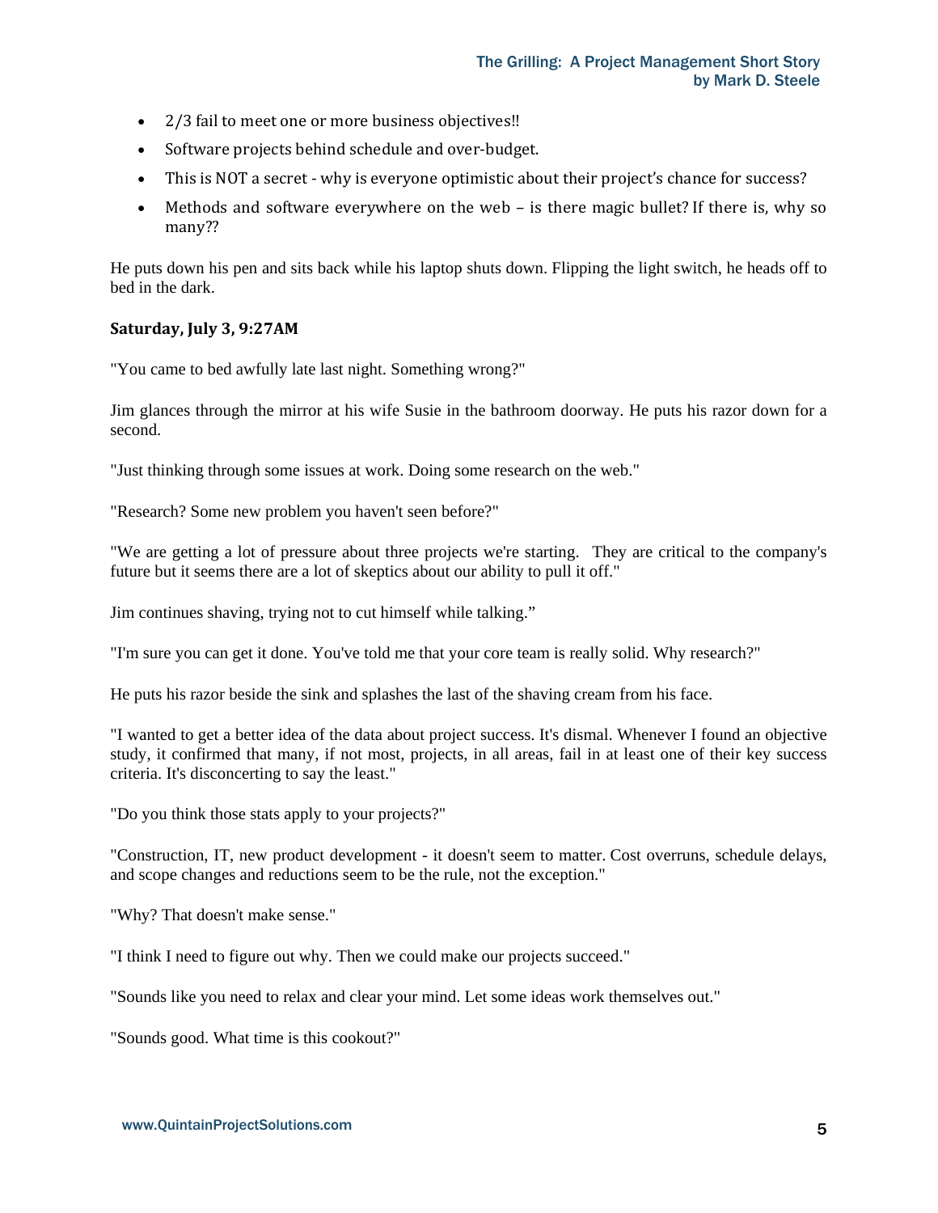- 2/3 fail to meet one or more business objectives!!
- Software projects behind schedule and over-budget.
- This is NOT a secret - why is everyone optimistic about their project's chance for success?
- Methods and software everywhere on the web – is there magic bullet? If there is, why so many??

He puts down his pen and sits back while his laptop shuts down. Flipping the light switch, he heads off to bed in the dark.

**Saturday, July 3, 9:27AM**

"You came to bed awfully late last night. Something wrong?"

Jim glances through the mirror at his wife Susie in the bathroom doorway. He puts his razor down for a second.

"Just thinking through some issues at work. Doing some research on the web."

"Research? Some new problem you haven't seen before?"

"We are getting a lot of pressure about three projects we're starting. They are critical to the company's future but it seems there are a lot of skeptics about our ability to pull it off."

Jim continues shaving, trying not to cut himself while talking."

"I'm sure you can get it done. You've told me that your core team is really solid. Why research?"

He puts his razor beside the sink and splashes the last of the shaving cream from his face.

"I wanted to get a better idea of the data about project success. It's dismal. Whenever I found an objective study, it confirmed that many, if not most, projects, in all areas, fail in at least one of their key success criteria. It's disconcerting to say the least."

"Do you think those stats apply to your projects?"

"Construction, IT, new product development - it doesn't seem to matter. Cost overruns, schedule delays, and scope changes and reductions seem to be the rule, not the exception."

"Why? That doesn't make sense."

"I think I need to figure out why. Then we could make our projects succeed."

"Sounds like you need to relax and clear your mind. Let some ideas work themselves out."

"Sounds good. What time is this cookout?"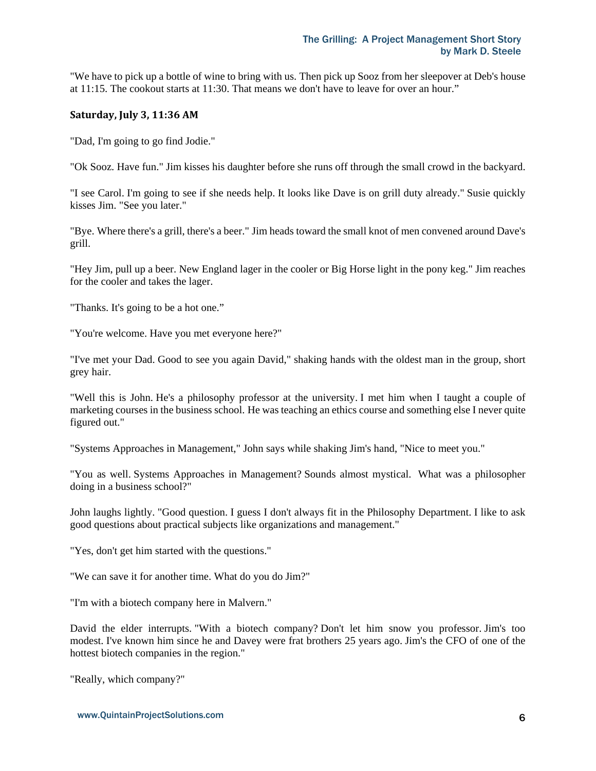"We have to pick up a bottle of wine to bring with us. Then pick up Sooz from her sleepover at Deb's house at 11:15. The cookout starts at 11:30. That means we don't have to leave for over an hour."

**Saturday, July 3, 11:36 AM**

"Dad, I'm going to go find Jodie."

"Ok Sooz. Have fun." Jim kisses his daughter before she runs off through the small crowd in the backyard.

"I see Carol. I'm going to see if she needs help. It looks like Dave is on grill duty already." Susie quickly kisses Jim. "See you later."

"Bye. Where there's a grill, there's a beer." Jim heads toward the small knot of men convened around Dave's grill.

"Hey Jim, pull up a beer. New England lager in the cooler or Big Horse light in the pony keg." Jim reaches for the cooler and takes the lager.

"Thanks. It's going to be a hot one."

"You're welcome. Have you met everyone here?"

"I've met your Dad. Good to see you again David," shaking hands with the oldest man in the group, short grey hair.

"Well this is John. He's a philosophy professor at the university. I met him when I taught a couple of marketing courses in the business school. He was teaching an ethics course and something else I never quite figured out."

"Systems Approaches in Management," John says while shaking Jim's hand, "Nice to meet you."

"You as well. Systems Approaches in Management? Sounds almost mystical. What was a philosopher doing in a business school?"

John laughs lightly. "Good question. I guess I don't always fit in the Philosophy Department. I like to ask good questions about practical subjects like organizations and management."

"Yes, don't get him started with the questions."

"We can save it for another time. What do you do Jim?"

"I'm with a biotech company here in Malvern."

David the elder interrupts. "With a biotech company? Don't let him snow you professor. Jim's too modest. I've known him since he and Davey were frat brothers 25 years ago. Jim's the CFO of one of the hottest biotech companies in the region."

"Really, which company?"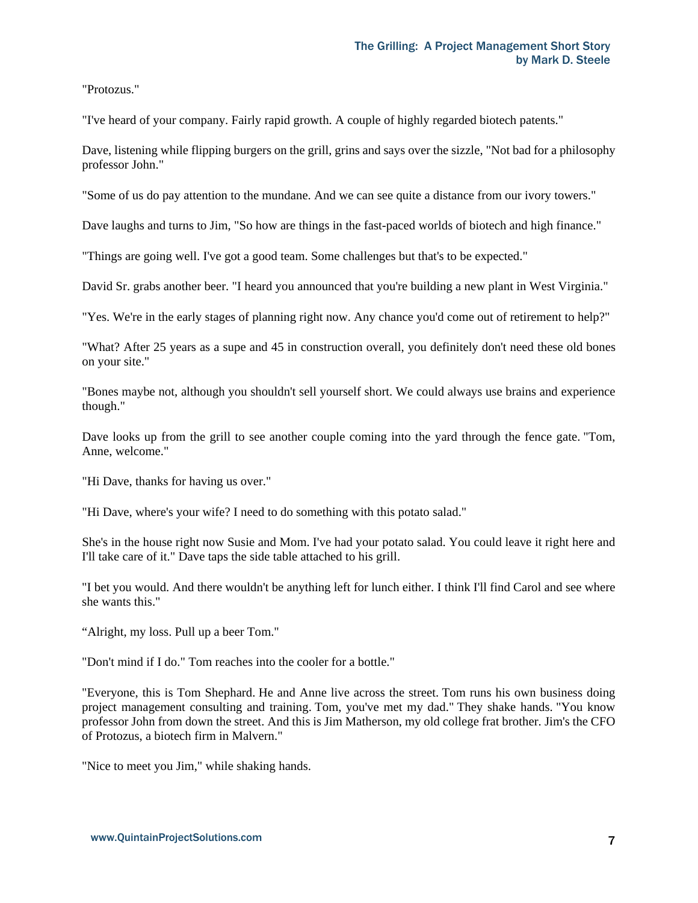"Protozus."

"I've heard of your company. Fairly rapid growth. A couple of highly regarded biotech patents."

Dave, listening while flipping burgers on the grill, grins and says over the sizzle, "Not bad for a philosophy professor John."

"Some of us do pay attention to the mundane. And we can see quite a distance from our ivory towers."

Dave laughs and turns to Jim, "So how are things in the fast-paced worlds of biotech and high finance."

"Things are going well. I've got a good team. Some challenges but that's to be expected."

David Sr. grabs another beer. "I heard you announced that you're building a new plant in West Virginia."

"Yes. We're in the early stages of planning right now. Any chance you'd come out of retirement to help?"

"What? After 25 years as a supe and 45 in construction overall, you definitely don't need these old bones on your site."

"Bones maybe not, although you shouldn't sell yourself short. We could always use brains and experience though."

Dave looks up from the grill to see another couple coming into the yard through the fence gate. "Tom, Anne, welcome."

"Hi Dave, thanks for having us over."

"Hi Dave, where's your wife? I need to do something with this potato salad."

She's in the house right now Susie and Mom. I've had your potato salad. You could leave it right here and I'll take care of it." Dave taps the side table attached to his grill.

"I bet you would. And there wouldn't be anything left for lunch either. I think I'll find Carol and see where she wants this."

"Alright, my loss. Pull up a beer Tom."

"Don't mind if I do." Tom reaches into the cooler for a bottle."

"Everyone, this is Tom Shephard. He and Anne live across the street. Tom runs his own business doing project management consulting and training. Tom, you've met my dad." They shake hands. "You know professor John from down the street. And this is Jim Matherson, my old college frat brother. Jim's the CFO of Protozus, a biotech firm in Malvern."

"Nice to meet you Jim," while shaking hands.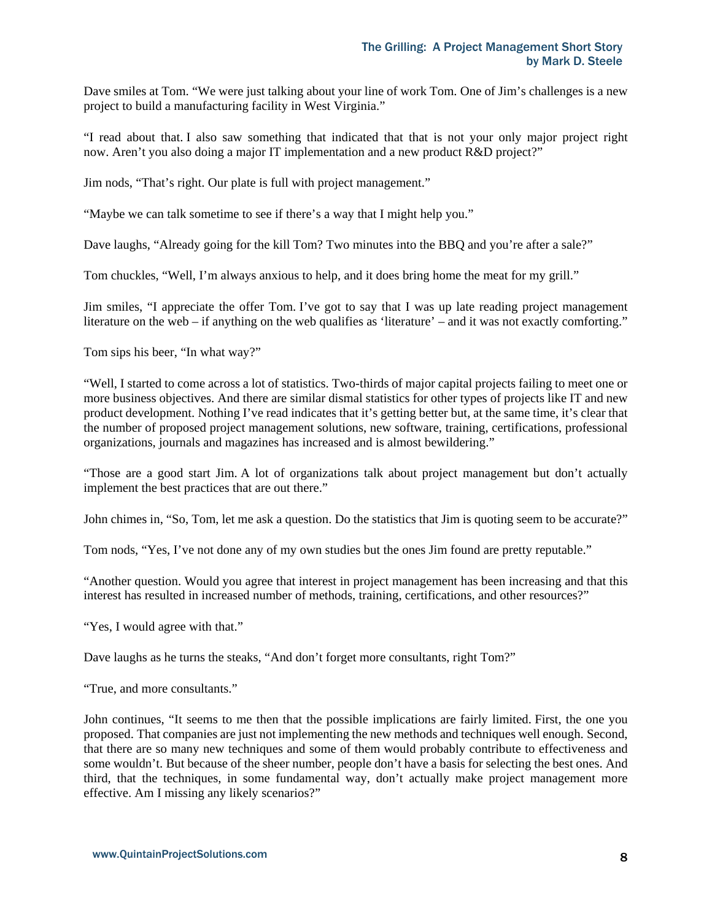Dave smiles at Tom. "We were just talking about your line of work Tom. One of Jim's challenges is a new project to build a manufacturing facility in West Virginia."

"I read about that. I also saw something that indicated that that is not your only major project right now. Aren't you also doing a major IT implementation and a new product R&D project?"

Jim nods, "That's right. Our plate is full with project management."

"Maybe we can talk sometime to see if there's a way that I might help you."

Dave laughs, "Already going for the kill Tom? Two minutes into the BBQ and you're after a sale?"

Tom chuckles, "Well, I'm always anxious to help, and it does bring home the meat for my grill."

Jim smiles, "I appreciate the offer Tom. I've got to say that I was up late reading project management literature on the web – if anything on the web qualifies as 'literature' – and it was not exactly comforting."

Tom sips his beer, "In what way?"

"Well, I started to come across a lot of statistics. Two-thirds of major capital projects failing to meet one or more business objectives. And there are similar dismal statistics for other types of projects like IT and new product development. Nothing I've read indicates that it's getting better but, at the same time, it's clear that the number of proposed project management solutions, new software, training, certifications, professional organizations, journals and magazines has increased and is almost bewildering."

"Those are a good start Jim. A lot of organizations talk about project management but don't actually implement the best practices that are out there."

John chimes in, "So, Tom, let me ask a question. Do the statistics that Jim is quoting seem to be accurate?"

Tom nods, "Yes, I've not done any of my own studies but the ones Jim found are pretty reputable."

"Another question. Would you agree that interest in project management has been increasing and that this interest has resulted in increased number of methods, training, certifications, and other resources?"

"Yes, I would agree with that."

Dave laughs as he turns the steaks, "And don't forget more consultants, right Tom?"

"True, and more consultants."

John continues, "It seems to me then that the possible implications are fairly limited. First, the one you proposed. That companies are just not implementing the new methods and techniques well enough. Second, that there are so many new techniques and some of them would probably contribute to effectiveness and some wouldn't. But because of the sheer number, people don't have a basis for selecting the best ones. And third, that the techniques, in some fundamental way, don't actually make project management more effective. Am I missing any likely scenarios?"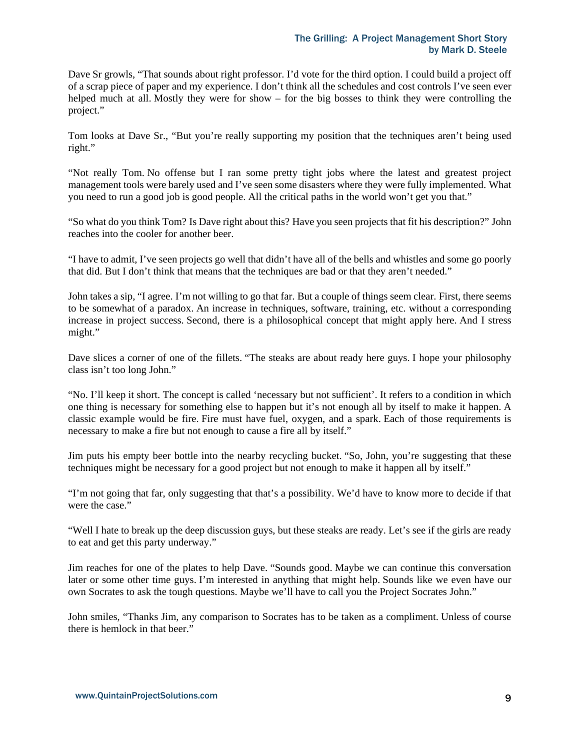Dave Sr growls, “That sounds about right professor. I’d vote for the third option. I could build a project off of a scrap piece of paper and my experience. I don’t think all the schedules and cost controls I’ve seen ever helped much at all. Mostly they were for show – for the big bosses to think they were controlling the project.”

Tom looks at Dave Sr., “But you’re really supporting my position that the techniques aren’t being used right.”

“Not really Tom. No offense but I ran some pretty tight jobs where the latest and greatest project management tools were barely used and I’ve seen some disasters where they were fully implemented. What you need to run a good job is good people. All the critical paths in the world won’t get you that.”

“So what do you think Tom? Is Dave right about this? Have you seen projects that fit his description?” John reaches into the cooler for another beer.

“I have to admit, I’ve seen projects go well that didn’t have all of the bells and whistles and some go poorly that did. But I don’t think that means that the techniques are bad or that they aren’t needed.”

John takes a sip, “I agree. I’m not willing to go that far. But a couple of things seem clear. First, there seems to be somewhat of a paradox. An increase in techniques, software, training, etc. without a corresponding increase in project success. Second, there is a philosophical concept that might apply here. And I stress might.”

Dave slices a corner of one of the fillets. “The steaks are about ready here guys. I hope your philosophy class isn’t too long John.”

“No. I’ll keep it short. The concept is called ‘necessary but not sufficient’. It refers to a condition in which one thing is necessary for something else to happen but it’s not enough all by itself to make it happen. A classic example would be fire. Fire must have fuel, oxygen, and a spark. Each of those requirements is necessary to make a fire but not enough to cause a fire all by itself.”

Jim puts his empty beer bottle into the nearby recycling bucket. “So, John, you’re suggesting that these techniques might be necessary for a good project but not enough to make it happen all by itself.”

“I’m not going that far, only suggesting that that’s a possibility. We’d have to know more to decide if that were the case.”

“Well I hate to break up the deep discussion guys, but these steaks are ready. Let’s see if the girls are ready to eat and get this party underway.”

Jim reaches for one of the plates to help Dave. “Sounds good. Maybe we can continue this conversation later or some other time guys. I’m interested in anything that might help. Sounds like we even have our own Socrates to ask the tough questions. Maybe we’ll have to call you the Project Socrates John.”

John smiles, “Thanks Jim, any comparison to Socrates has to be taken as a compliment. Unless of course there is hemlock in that beer.”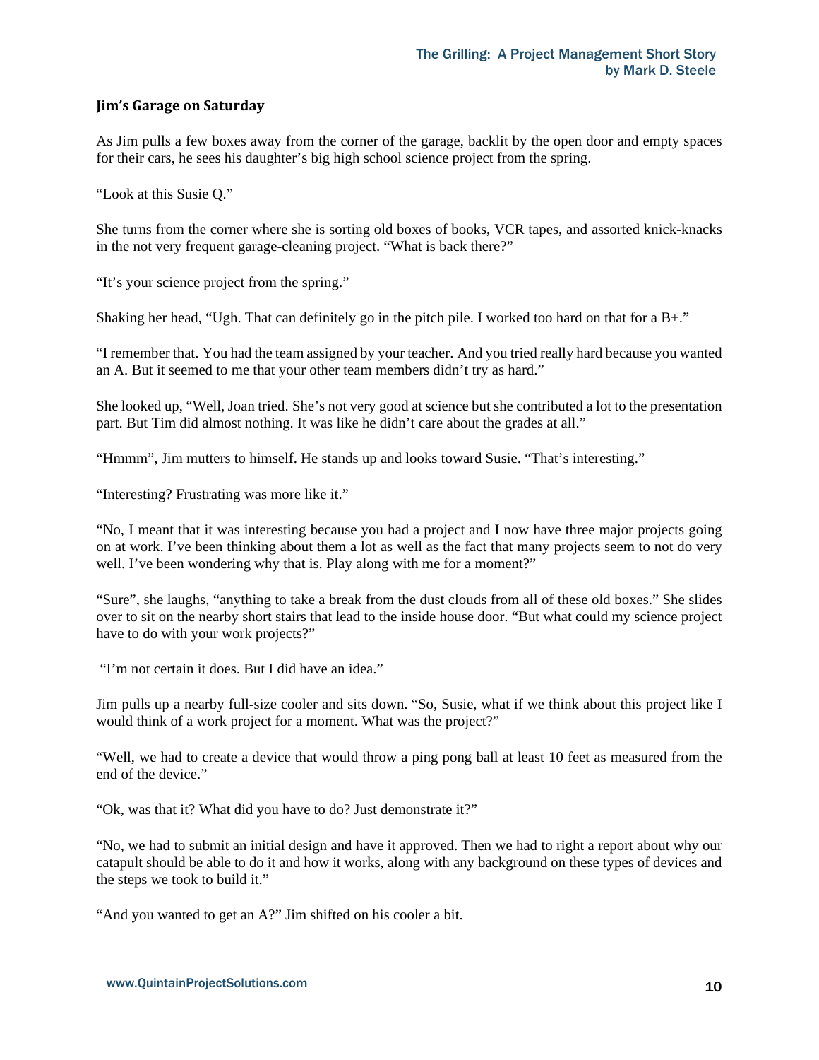### Jim's Garage on Saturday

As Jim pulls a few boxes away from the corner of the garage, backlit by the open door and empty spaces for their cars, he sees his daughter's big high school science project from the spring.

"Look at this Susie Q."

She turns from the corner where she is sorting old boxes of books, VCR tapes, and assorted knick-knacks in the not very frequent garage-cleaning project. "What is back there?"

"It's your science project from the spring."

Shaking her head, "Ugh. That can definitely go in the pitch pile. I worked too hard on that for a B+."

"I remember that. You had the team assigned by your teacher. And you tried really hard because you wanted an A. But it seemed to me that your other team members didn't try as hard."

She looked up, "Well, Joan tried. She's not very good at science but she contributed a lot to the presentation part. But Tim did almost nothing. It was like he didn't care about the grades at all."

"Hmmm", Jim mutters to himself. He stands up and looks toward Susie. "That's interesting."

"Interesting? Frustrating was more like it."

"No, I meant that it was interesting because you had a project and I now have three major projects going on at work. I've been thinking about them a lot as well as the fact that many projects seem to not do very well. I've been wondering why that is. Play along with me for a moment?"

"Sure", she laughs, "anything to take a break from the dust clouds from all of these old boxes." She slides over to sit on the nearby short stairs that lead to the inside house door. "But what could my science project have to do with your work projects?"

"I'm not certain it does. But I did have an idea."

Jim pulls up a nearby full-size cooler and sits down. "So, Susie, what if we think about this project like I would think of a work project for a moment. What was the project?"

"Well, we had to create a device that would throw a ping pong ball at least 10 feet as measured from the end of the device."

"Ok, was that it? What did you have to do? Just demonstrate it?"

"No, we had to submit an initial design and have it approved. Then we had to right a report about why our catapult should be able to do it and how it works, along with any background on these types of devices and the steps we took to build it."

"And you wanted to get an A?" Jim shifted on his cooler a bit.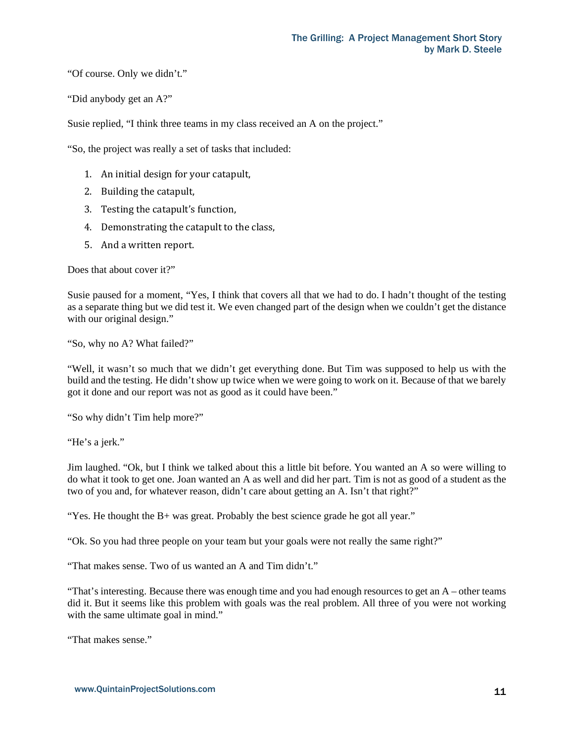"Of course. Only we didn't."

"Did anybody get an A?"

Susie replied, "I think three teams in my class received an A on the project."

"So, the project was really a set of tasks that included:

1. An initial design for your catapult,
2. Building the catapult,
3. Testing the catapult's function,
4. Demonstrating the catapult to the class,
5. And a written report.

Does that about cover it?"

Susie paused for a moment, "Yes, I think that covers all that we had to do. I hadn't thought of the testing as a separate thing but we did test it. We even changed part of the design when we couldn't get the distance with our original design."

"So, why no A? What failed?"

"Well, it wasn't so much that we didn't get everything done. But Tim was supposed to help us with the build and the testing. He didn't show up twice when we were going to work on it. Because of that we barely got it done and our report was not as good as it could have been."

"So why didn't Tim help more?"

"He's a jerk."

Jim laughed. "Ok, but I think we talked about this a little bit before. You wanted an A so were willing to do what it took to get one. Joan wanted an A as well and did her part. Tim is not as good of a student as the two of you and, for whatever reason, didn't care about getting an A. Isn't that right?"

"Yes. He thought the B+ was great. Probably the best science grade he got all year."

"Ok. So you had three people on your team but your goals were not really the same right?"

"That makes sense. Two of us wanted an A and Tim didn't."

"That's interesting. Because there was enough time and you had enough resources to get an A – other teams did it. But it seems like this problem with goals was the real problem. All three of you were not working with the same ultimate goal in mind."

"That makes sense."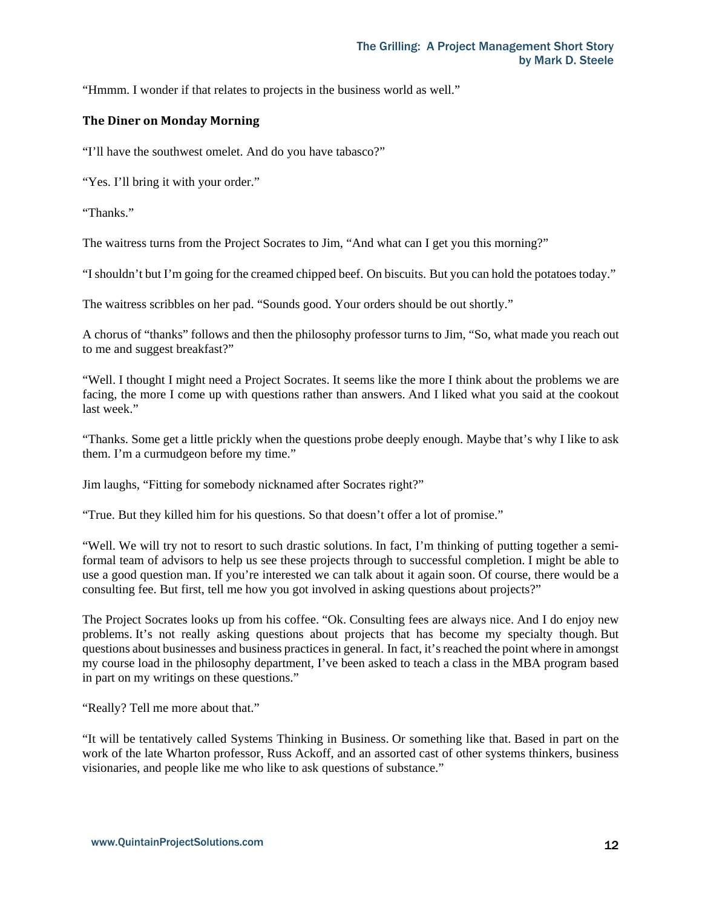"Hmmm. I wonder if that relates to projects in the business world as well."

### The Diner on Monday Morning

"I'll have the southwest omelet. And do you have tabasco?"

"Yes. I'll bring it with your order."

"Thanks."

The waitress turns from the Project Socrates to Jim, "And what can I get you this morning?"

"I shouldn't but I'm going for the creamed chipped beef. On biscuits. But you can hold the potatoes today."

The waitress scribbles on her pad. "Sounds good. Your orders should be out shortly."

A chorus of "thanks" follows and then the philosophy professor turns to Jim, "So, what made you reach out to me and suggest breakfast?"

"Well. I thought I might need a Project Socrates. It seems like the more I think about the problems we are facing, the more I come up with questions rather than answers. And I liked what you said at the cookout last week."

"Thanks. Some get a little prickly when the questions probe deeply enough. Maybe that's why I like to ask them. I'm a curmudgeon before my time."

Jim laughs, "Fitting for somebody nicknamed after Socrates right?"

"True. But they killed him for his questions. So that doesn't offer a lot of promise."

"Well. We will try not to resort to such drastic solutions. In fact, I'm thinking of putting together a semi-formal team of advisors to help us see these projects through to successful completion. I might be able to use a good question man. If you're interested we can talk about it again soon. Of course, there would be a consulting fee. But first, tell me how you got involved in asking questions about projects?"

The Project Socrates looks up from his coffee. "Ok. Consulting fees are always nice. And I do enjoy new problems. It's not really asking questions about projects that has become my specialty though. But questions about businesses and business practices in general. In fact, it's reached the point where in amongst my course load in the philosophy department, I've been asked to teach a class in the MBA program based in part on my writings on these questions."

"Really? Tell me more about that."

"It will be tentatively called Systems Thinking in Business. Or something like that. Based in part on the work of the late Wharton professor, Russ Ackoff, and an assorted cast of other systems thinkers, business visionaries, and people like me who like to ask questions of substance."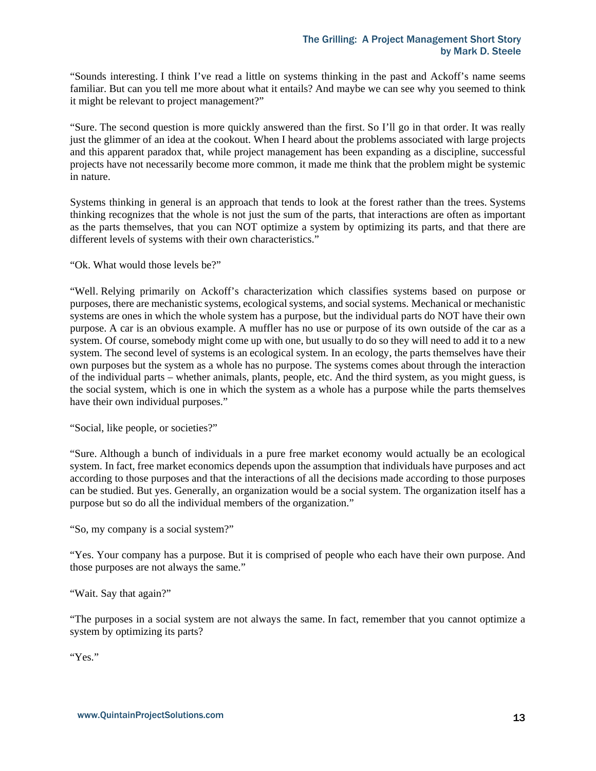"Sounds interesting. I think I've read a little on systems thinking in the past and Ackoff's name seems familiar. But can you tell me more about what it entails? And maybe we can see why you seemed to think it might be relevant to project management?"

"Sure. The second question is more quickly answered than the first. So I'll go in that order. It was really just the glimmer of an idea at the cookout. When I heard about the problems associated with large projects and this apparent paradox that, while project management has been expanding as a discipline, successful projects have not necessarily become more common, it made me think that the problem might be systemic in nature.

Systems thinking in general is an approach that tends to look at the forest rather than the trees. Systems thinking recognizes that the whole is not just the sum of the parts, that interactions are often as important as the parts themselves, that you can NOT optimize a system by optimizing its parts, and that there are different levels of systems with their own characteristics."

"Ok. What would those levels be?"

"Well. Relying primarily on Ackoff's characterization which classifies systems based on purpose or purposes, there are mechanistic systems, ecological systems, and social systems. Mechanical or mechanistic systems are ones in which the whole system has a purpose, but the individual parts do NOT have their own purpose. A car is an obvious example. A muffler has no use or purpose of its own outside of the car as a system. Of course, somebody might come up with one, but usually to do so they will need to add it to a new system. The second level of systems is an ecological system. In an ecology, the parts themselves have their own purposes but the system as a whole has no purpose. The systems comes about through the interaction of the individual parts – whether animals, plants, people, etc. And the third system, as you might guess, is the social system, which is one in which the system as a whole has a purpose while the parts themselves have their own individual purposes."

"Social, like people, or societies?"

"Sure. Although a bunch of individuals in a pure free market economy would actually be an ecological system. In fact, free market economics depends upon the assumption that individuals have purposes and act according to those purposes and that the interactions of all the decisions made according to those purposes can be studied. But yes. Generally, an organization would be a social system. The organization itself has a purpose but so do all the individual members of the organization."

"So, my company is a social system?"

"Yes. Your company has a purpose. But it is comprised of people who each have their own purpose. And those purposes are not always the same."

"Wait. Say that again?"

"The purposes in a social system are not always the same. In fact, remember that you cannot optimize a system by optimizing its parts?

"Yes."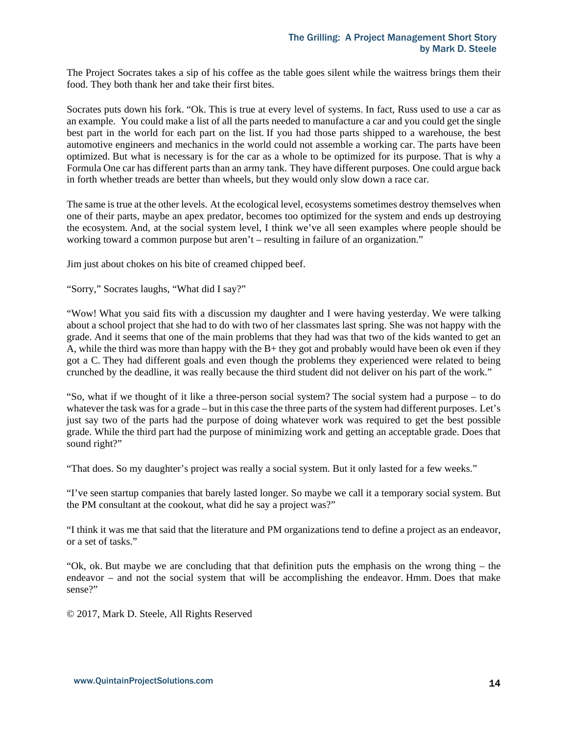The Project Socrates takes a sip of his coffee as the table goes silent while the waitress brings them their food. They both thank her and take their first bites.

Socrates puts down his fork. "Ok. This is true at every level of systems. In fact, Russ used to use a car as an example. You could make a list of all the parts needed to manufacture a car and you could get the single best part in the world for each part on the list. If you had those parts shipped to a warehouse, the best automotive engineers and mechanics in the world could not assemble a working car. The parts have been optimized. But what is necessary is for the car as a whole to be optimized for its purpose. That is why a Formula One car has different parts than an army tank. They have different purposes. One could argue back in forth whether treads are better than wheels, but they would only slow down a race car.

The same is true at the other levels. At the ecological level, ecosystems sometimes destroy themselves when one of their parts, maybe an apex predator, becomes too optimized for the system and ends up destroying the ecosystem. And, at the social system level, I think we've all seen examples where people should be working toward a common purpose but aren't – resulting in failure of an organization."

Jim just about chokes on his bite of creamed chipped beef.

"Sorry," Socrates laughs, "What did I say?"

"Wow! What you said fits with a discussion my daughter and I were having yesterday. We were talking about a school project that she had to do with two of her classmates last spring. She was not happy with the grade. And it seems that one of the main problems that they had was that two of the kids wanted to get an A, while the third was more than happy with the B+ they got and probably would have been ok even if they got a C. They had different goals and even though the problems they experienced were related to being crunched by the deadline, it was really because the third student did not deliver on his part of the work."

"So, what if we thought of it like a three-person social system? The social system had a purpose – to do whatever the task was for a grade – but in this case the three parts of the system had different purposes. Let's just say two of the parts had the purpose of doing whatever work was required to get the best possible grade. While the third part had the purpose of minimizing work and getting an acceptable grade. Does that sound right?"

"That does. So my daughter's project was really a social system. But it only lasted for a few weeks."

"I've seen startup companies that barely lasted longer. So maybe we call it a temporary social system. But the PM consultant at the cookout, what did he say a project was?"

"I think it was me that said that the literature and PM organizations tend to define a project as an endeavor, or a set of tasks."

"Ok, ok. But maybe we are concluding that that definition puts the emphasis on the wrong thing – the endeavor – and not the social system that will be accomplishing the endeavor. Hmm. Does that make sense?"

© 2017, Mark D. Steele, All Rights Reserved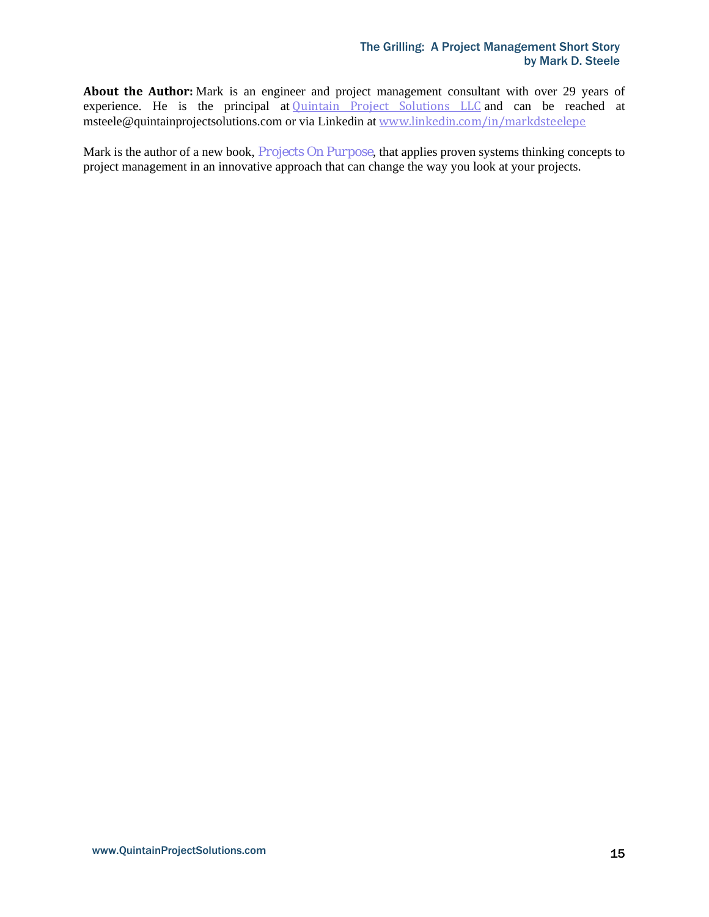**About the Author:** Mark is an engineer and project management consultant with over 29 years of experience. He is the principal at Quintain Project Solutions LLC and can be reached at msteele@quintainprojectsolutions.com or via Linkedin at www.linkedin.com/in/markdsteelepe

Mark is the author of a new book, Projects On Purpose, that applies proven systems thinking concepts to project management in an innovative approach that can change the way you look at your projects.